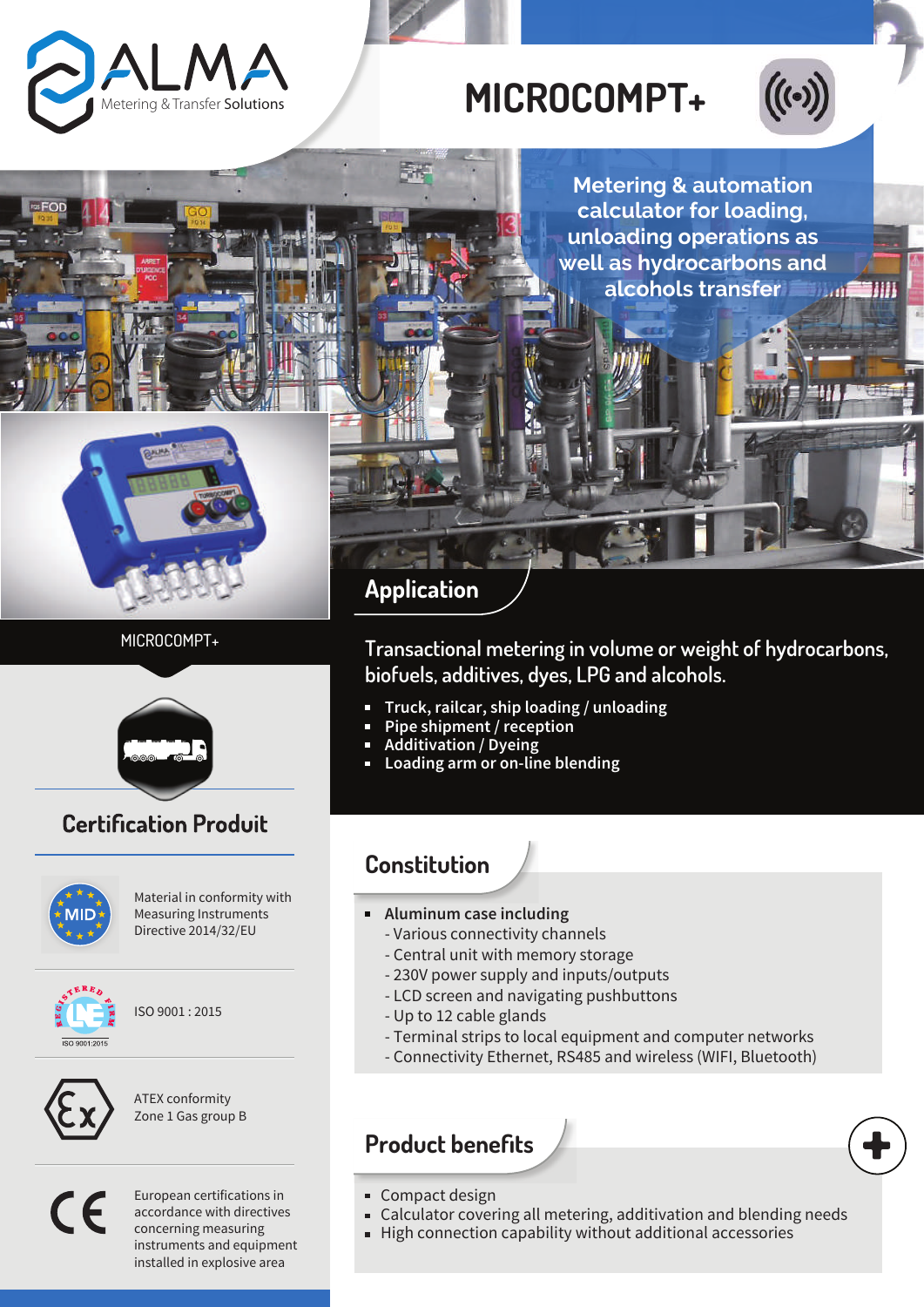ALMA
Metering & Transfer Solutions

# MICROCOMPT+

**Metering & automation calculator for loading, unloading operations as well as hydrocarbons and alcohols transfer**

MICROCOMPT+

## Certification Produit

Material in conformity with Measuring Instruments Directive 2014/32/EU

ISO 9001 : 2015

ATEX conformity
Zone 1 Gas group B

European certifications in accordance with directives concerning measuring instruments and equipment installed in explosive area

## Application

Transactional metering in volume or weight of hydrocarbons, biofuels, additives, dyes, LPG and alcohols.

- **Truck, railcar, ship loading / unloading**
- **Pipe shipment / reception**
- **Additivation / Dyeing**
- **Loading arm or on-line blending**

## Constitution

- **Aluminum case including**
  - Various connectivity channels
  - Central unit with memory storage
  - 230V power supply and inputs/outputs
  - LCD screen and navigating pushbuttons
  - Up to 12 cable glands
  - Terminal strips to local equipment and computer networks
  - Connectivity Ethernet, RS485 and wireless (WIFI, Bluetooth)

## Product benefits

- Compact design
- Calculator covering all metering, additivation and blending needs
- High connection capability without additional accessories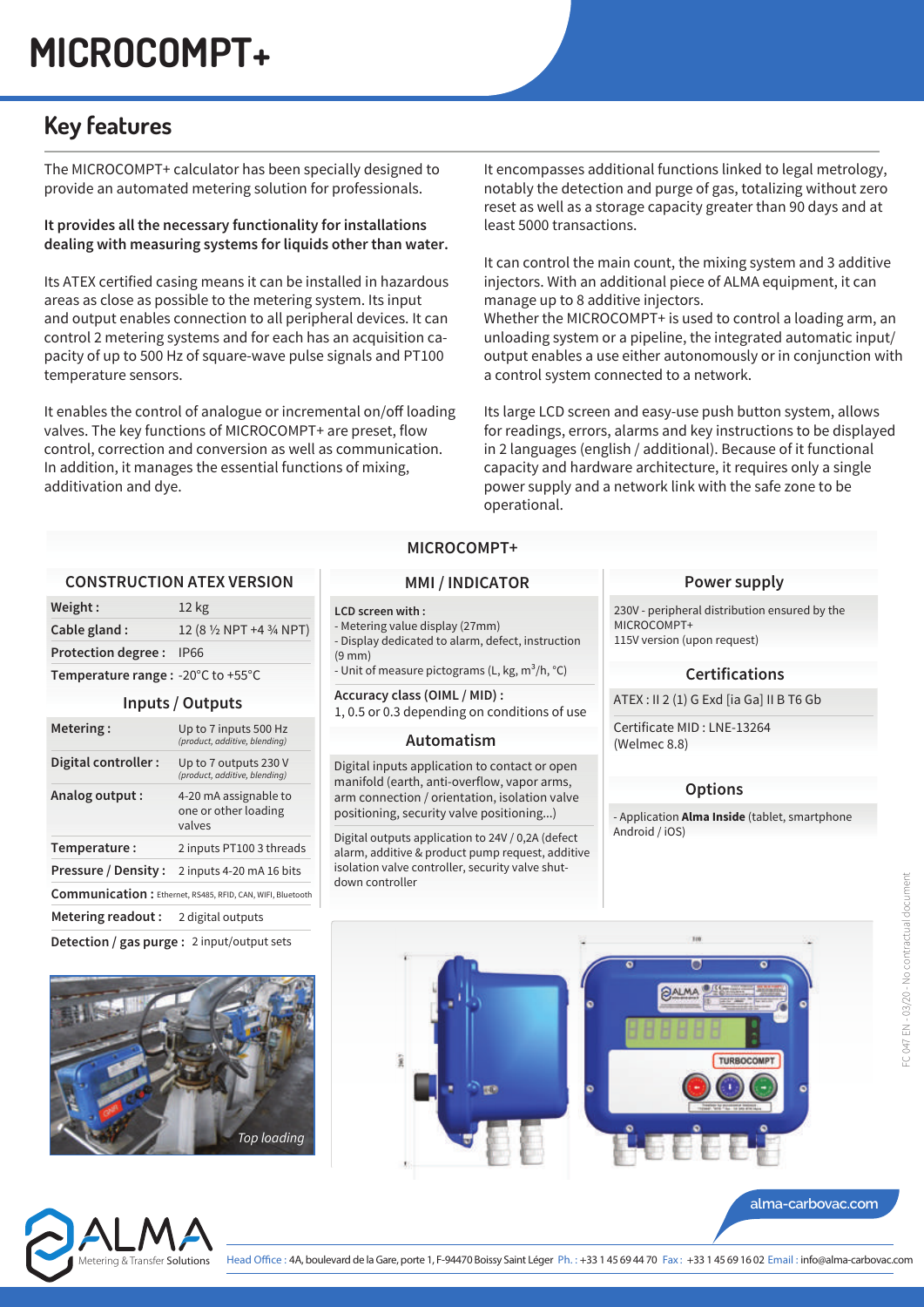# MICROCOMPT+

## Key features

The MICROCOMPT+ calculator has been specially designed to provide an automated metering solution for professionals.

**It provides all the necessary functionality for installations dealing with measuring systems for liquids other than water.**

Its ATEX certified casing means it can be installed in hazardous areas as close as possible to the metering system. Its input and output enables connection to all peripheral devices. It can control 2 metering systems and for each has an acquisition capacity of up to 500 Hz of square-wave pulse signals and PT100 temperature sensors.

It enables the control of analogue or incremental on/off loading valves. The key functions of MICROCOMPT+ are preset, flow control, correction and conversion as well as communication. In addition, it manages the essential functions of mixing, additivation and dye.

It encompasses additional functions linked to legal metrology, notably the detection and purge of gas, totalizing without zero reset as well as a storage capacity greater than 90 days and at least 5000 transactions.

It can control the main count, the mixing system and 3 additive injectors. With an additional piece of ALMA equipment, it can manage up to 8 additive injectors.
Whether the MICROCOMPT+ is used to control a loading arm, an unloading system or a pipeline, the integrated automatic input/output enables a use either autonomously or in conjunction with a control system connected to a network.

Its large LCD screen and easy-use push button system, allows for readings, errors, alarms and key instructions to be displayed in 2 languages (english / additional). Because of it functional capacity and hardware architecture, it requires only a single power supply and a network link with the safe zone to be operational.

## MICROCOMPT+

### CONSTRUCTION ATEX VERSION

| | |
|---|---|
| **Weight :** | 12 kg |
| **Cable gland :** | 12 (8 ½ NPT +4 ¾ NPT) |
| **Protection degree :** | IP66 |
| **Temperature range :** | -20°C to +55°C |

### Inputs / Outputs

| | |
|---|---|
| **Metering :** | Up to 7 inputs 500 Hz *(product, additive, blending)* |
| **Digital controller :** | Up to 7 outputs 230 V *(product, additive, blending)* |
| **Analog output :** | 4-20 mA assignable to one or other loading valves |
| **Temperature :** | 2 inputs PT100 3 threads |
| **Pressure / Density :** | 2 inputs 4-20 mA 16 bits |
| **Communication :** | Ethernet, RS485, RFID, CAN, WIFI, Bluetooth |
| **Metering readout :** | 2 digital outputs |
| **Detection / gas purge :** | 2 input/output sets |

*Top loading*

### MMI / INDICATOR

**LCD screen with :**
- Metering value display (27mm)
- Display dedicated to alarm, defect, instruction (9 mm)
- Unit of measure pictograms (L, kg, $m^3$/h, °C)

**Accuracy class (OIML / MID) :**
1, 0.5 or 0.3 depending on conditions of use

### Automatism

Digital inputs application to contact or open manifold (earth, anti-overflow, vapor arms, arm connection / orientation, isolation valve positioning, security valve positioning...)

Digital outputs application to 24V / 0,2A (defect alarm, additive & product pump request, additive isolation valve controller, security valve shut-down controller

### Power supply

230V - peripheral distribution ensured by the MICROCOMPT+
115V version (upon request)

### Certifications

ATEX : II 2 (1) G Exd [ia Ga] II B T6 Gb

Certificate MID : LNE-13264
(Welmec 8.8)

### Options

- Application **Alma Inside** (tablet, smartphone Android / iOS)

FC 047 EN - 03/20 - No contractual document

ALMA Metering & Transfer Solutions

alma-carbovac.com

Head Office : 4A, boulevard de la Gare, porte 1, F-94470 Boissy Saint Léger Ph. : +33 1 45 69 44 70 Fax : +33 1 45 69 16 02 Email : info@alma-carbovac.com